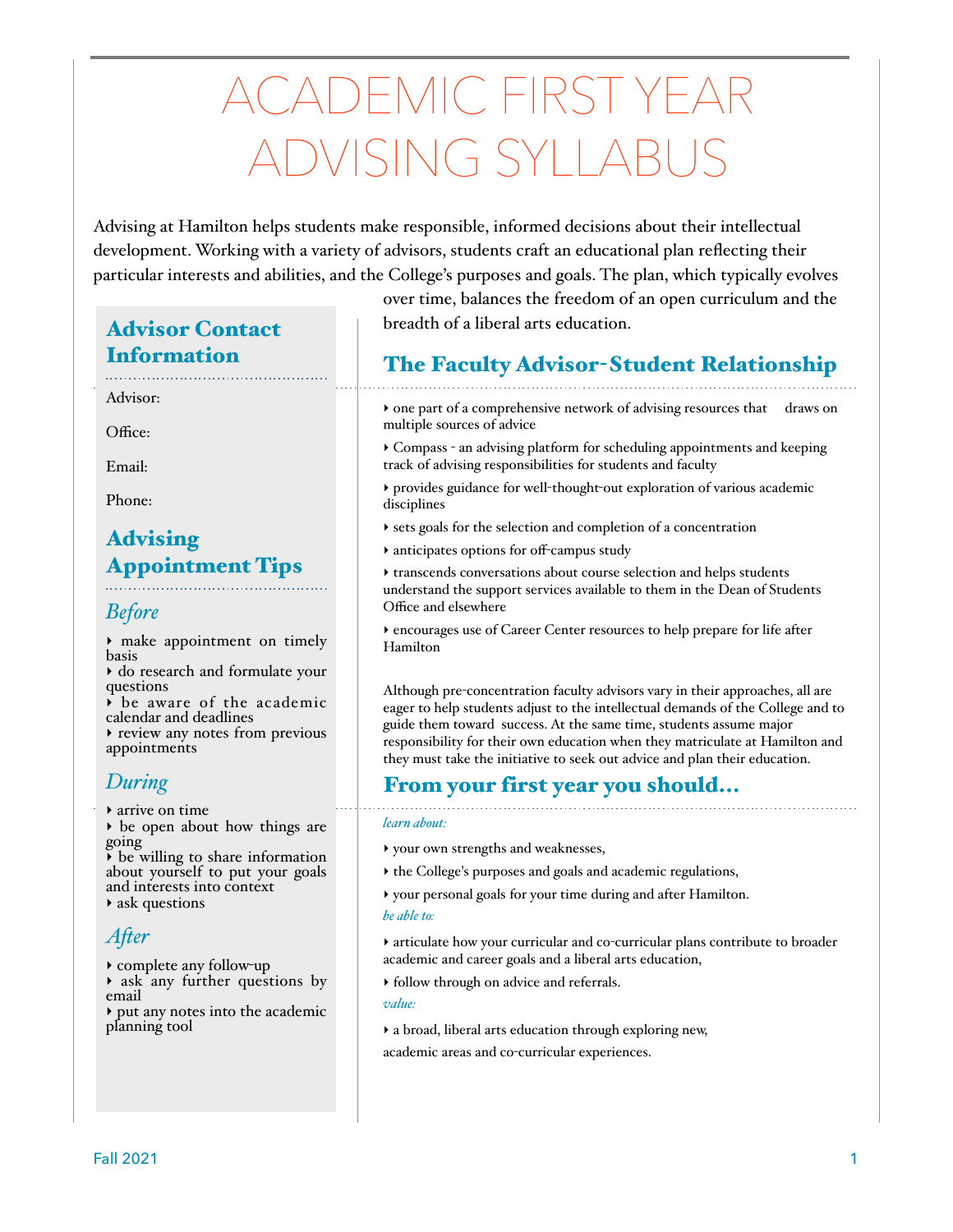# ACADEMIC FIRST YEAR ADVISING SYLLABUS

Advising at Hamilton helps students make responsible, informed decisions about their intellectual development. Working with a variety of advisors, students craft an educational plan reflecting their particular interests and abilities, and the College's purposes and goals. The plan, which typically evolves over time, balances the freedom of an open curriculum and the breadth of a liberal arts education.

## Advisor Contact Information

Advisor:

Office:

Email:

Phone:

## Advising Appointment Tips

### *Before*

- make appointment on timely basis
- do research and formulate your questions
- be aware of the academic calendar and deadlines
- review any notes from previous appointments

### *During*

- arrive on time
- be open about how things are going
- be willing to share information about yourself to put your goals and interests into context
- ask questions

### *After*

- complete any follow-up
- ask any further questions by email
- put any notes into the academic planning tool

## The Faculty Advisor-Student Relationship

- one part of a comprehensive network of advising resources that draws on multiple sources of advice
- Compass - an advising platform for scheduling appointments and keeping track of advising responsibilities for students and faculty
- provides guidance for well-thought-out exploration of various academic disciplines
- sets goals for the selection and completion of a concentration
- anticipates options for off-campus study
- transcends conversations about course selection and helps students understand the support services available to them in the Dean of Students Office and elsewhere
- encourages use of Career Center resources to help prepare for life after Hamilton

Although pre-concentration faculty advisors vary in their approaches, all are eager to help students adjust to the intellectual demands of the College and to guide them toward success. At the same time, students assume major responsibility for their own education when they matriculate at Hamilton and they must take the initiative to seek out advice and plan their education.

## From your first year you should...

*learn about:*

- your own strengths and weaknesses,
- the College's purposes and goals and academic regulations,
- your personal goals for your time during and after Hamilton.

*be able to:*

- articulate how your curricular and co-curricular plans contribute to broader academic and career goals and a liberal arts education,
- follow through on advice and referrals.

*value:*

- a broad, liberal arts education through exploring new, academic areas and co-curricular experiences.

Fall 2021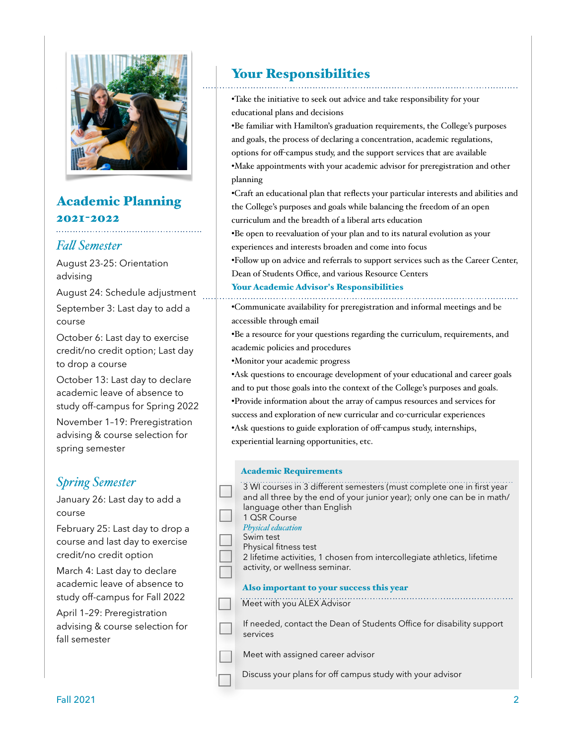## Academic Planning 2021-2022

### *Fall Semester*

August 23-25: Orientation advising

August 24: Schedule adjustment

September 3: Last day to add a course

October 6: Last day to exercise credit/no credit option; Last day to drop a course

October 13: Last day to declare academic leave of absence to study off-campus for Spring 2022

November 1–19: Preregistration advising & course selection for spring semester

### *Spring Semester*

January 26: Last day to add a course

February 25: Last day to drop a course and last day to exercise credit/no credit option

March 4: Last day to declare academic leave of absence to study off-campus for Fall 2022

April 1–29: Preregistration advising & course selection for fall semester

## Your Responsibilities

- Take the initiative to seek out advice and take responsibility for your educational plans and decisions
- Be familiar with Hamilton's graduation requirements, the College's purposes and goals, the process of declaring a concentration, academic regulations, options for off-campus study, and the support services that are available
- Make appointments with your academic advisor for preregistration and other planning
- Craft an educational plan that reflects your particular interests and abilities and the College's purposes and goals while balancing the freedom of an open curriculum and the breadth of a liberal arts education
- Be open to reevaluation of your plan and to its natural evolution as your experiences and interests broaden and come into focus
- Follow up on advice and referrals to support services such as the Career Center, Dean of Students Office, and various Resource Centers

### Your Academic Advisor's Responsibilities

- Communicate availability for preregistration and informal meetings and be accessible through email
- Be a resource for your questions regarding the curriculum, requirements, and academic policies and procedures
- Monitor your academic progress
- Ask questions to encourage development of your educational and career goals and to put those goals into the context of the College's purposes and goals.
- Provide information about the array of campus resources and services for success and exploration of new curricular and co-curricular experiences
- Ask questions to guide exploration of off-campus study, internships, experiential learning opportunities, etc.

### Academic Requirements

- ☐ 3 WI courses in 3 different semesters (must complete one in first year and all three by the end of your junior year); only one can be in math/language other than English
- ☐ 1 QSR Course

*Physical education*

- ☐ Swim test
- ☐ Physical fitness test
- ☐ 2 lifetime activities, 1 chosen from intercollegiate athletics, lifetime activity, or wellness seminar.

### Also important to your success this year

- ☐ Meet with you ALEX Advisor
- ☐ If needed, contact the Dean of Students Office for disability support services
- ☐ Meet with assigned career advisor
- ☐ Discuss your plans for off campus study with your advisor